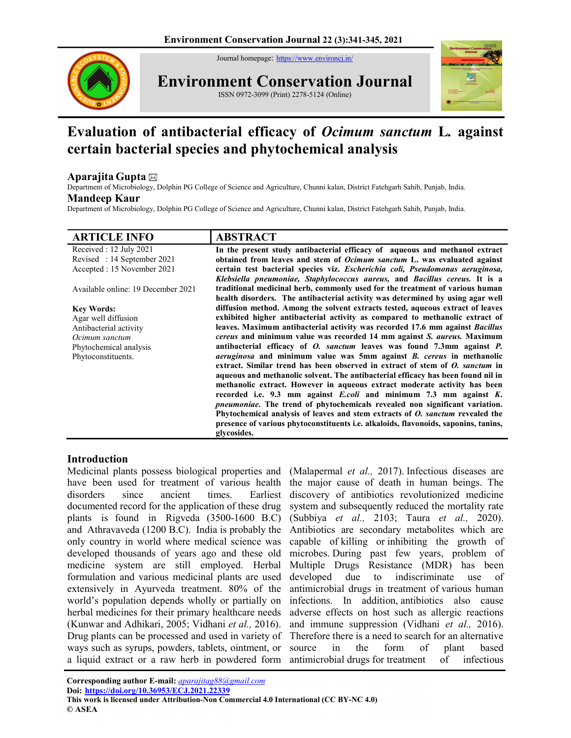Journal homepage: https://www.environcj.in/

# Environment Conservation Journal

ISSN 0972-3099 (Print) 2278-5124 (Online)

# Evaluation of antibacterial efficacy of *Ocimum sanctum* L. against certain bacterial species and phytochemical analysis

**Aparajita Gupta** ✉

Department of Microbiology, Dolphin PG College of Science and Agriculture, Chunni kalan, District Fatehgarh Sahib, Punjab, India.

**Mandeep Kaur**

Department of Microbiology, Dolphin PG College of Science and Agriculture, Chunni kalan, District Fatehgarh Sahib, Punjab, India.

## ARTICLE INFO

Received : 12 July 2021
Revised : 14 September 2021
Accepted : 15 November 2021

Available online: 19 December 2021

**Key Words:**
Agar well diffusion
Antibacterial activity
*Ocimum sanctum*
Phytochemical analysis
Phytoconstituents.

## ABSTRACT

**In the present study antibacterial efficacy of aqueous and methanol extract obtained from leaves and stem of *Ocimum sanctum* L. was evaluated against certain test bacterial species viz. *Escherichia coli, Pseudomonas aeruginosa, Klebsiella pneumoniae, Staphylococcus aureus,* and *Bacillus cereus.* It is a traditional medicinal herb, commonly used for the treatment of various human health disorders. The antibacterial activity was determined by using agar well diffusion method. Among the solvent extracts tested, aqueous extract of leaves exhibited higher antibacterial activity as compared to methanolic extract of leaves. Maximum antibacterial activity was recorded 17.6 mm against *Bacillus cereus* and minimum value was recorded 14 mm against *S. aureus.* Maximum antibacterial efficacy of *O. sanctum* leaves was found 7.3mm against *P. aeruginosa* and minimum value was 5mm against *B. cereus* in methanolic extract. Similar trend has been observed in extract of stem of *O. sanctum* in aqueous and methanolic solvent. The antibacterial efficacy has been found nil in methanolic extract. However in aqueous extract moderate activity has been recorded i.e. 9.3 mm against *E.coli* and minimum 7.3 mm against *K. pneumoniae*. The trend of phytochemicals revealed non significant variation. Phytochemical analysis of leaves and stem extracts of *O. sanctum* revealed the presence of various phytoconstituents i.e. alkaloids, flavonoids, saponins, tanins, glycosides.**

## Introduction

Medicinal plants possess biological properties and have been used for treatment of various health disorders since ancient times. Earliest documented record for the application of these drug plants is found in Rigveda (3500-1600 B.C) and Athravaveda (1200 B.C). India is probably the only country in world where medical science was developed thousands of years ago and these old medicine system are still employed. Herbal formulation and various medicinal plants are used extensively in Ayurveda treatment. 80% of the world's population depends wholly or partially on herbal medicines for their primary healthcare needs (Kunwar and Adhikari, 2005; Vidhani *et al.,* 2016). Drug plants can be processed and used in variety of ways such as syrups, powders, tablets, ointment, or a liquid extract or a raw herb in powdered form (Malapermal *et al.,* 2017). Infectious diseases are the major cause of death in human beings. The discovery of antibiotics revolutionized medicine system and subsequently reduced the mortality rate (Subbiya *et al.,* 2103; Taura *et al.,* 2020). Antibiotics are secondary metabolites which are capable of killing or inhibiting the growth of microbes. During past few years, problem of Multiple Drugs Resistance (MDR) has been developed due to indiscriminate use of antimicrobial drugs in treatment of various human infections. In addition, antibiotics also cause adverse effects on host such as allergic reactions and immune suppression (Vidhani *et al.,* 2016). Therefore there is a need to search for an alternative source in the form of plant based antimicrobial drugs for treatment of infectious

**Corresponding author E-mail:** aparajitag88@gmail.com
**Doi:** https://doi.org/10.36953/ECJ.2021.22339
**This work is licensed under Attribution-Non Commercial 4.0 International (CC BY-NC 4.0)**
**© ASEA**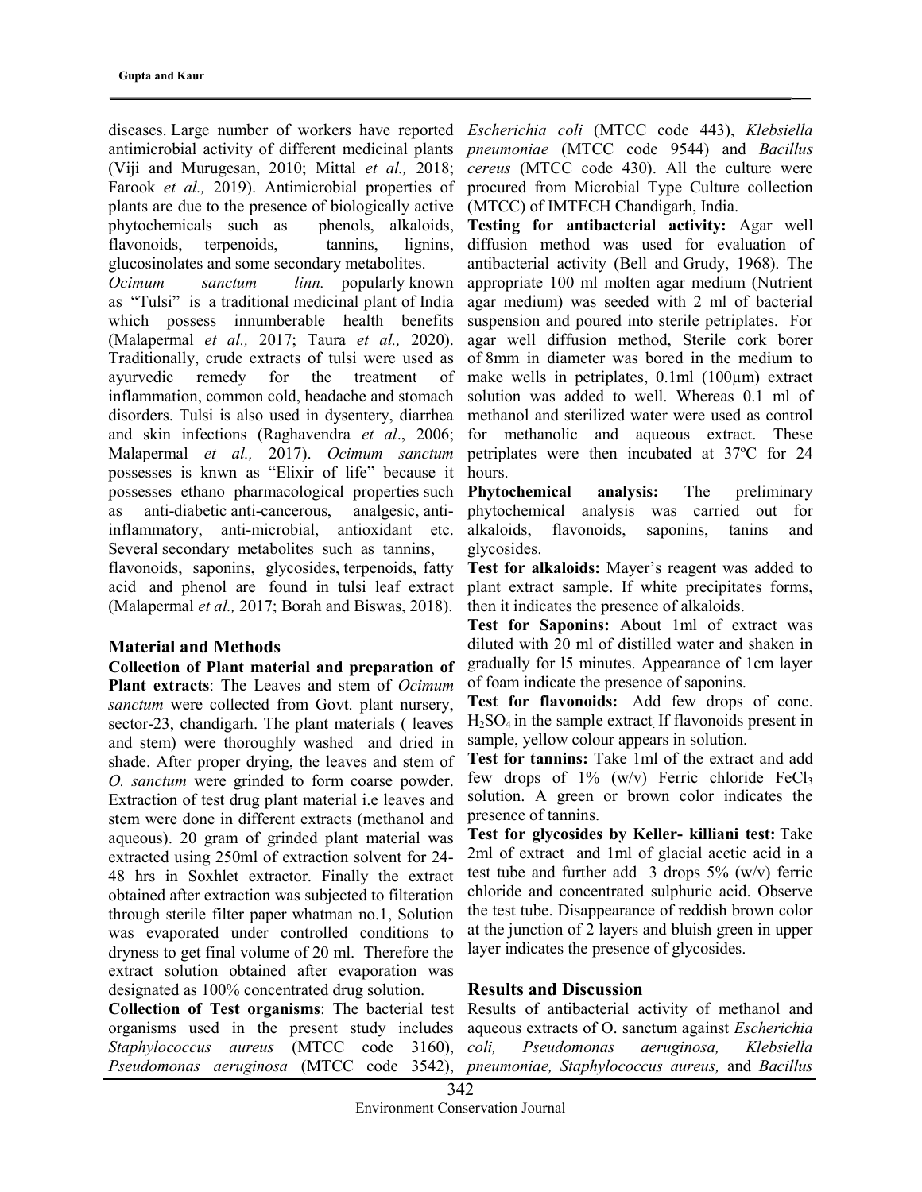diseases. Large number of workers have reported antimicrobial activity of different medicinal plants (Viji and Murugesan, 2010; Mittal *et al.,* 2018; Farook *et al.,* 2019). Antimicrobial properties of plants are due to the presence of biologically active phytochemicals such as phenols, alkaloids, flavonoids, terpenoids, tannins, lignins, glucosinolates and some secondary metabolites.

*Ocimum sanctum linn.* popularly known as "Tulsi" is a traditional medicinal plant of India which possess innumberable health benefits (Malapermal *et al.,* 2017; Taura *et al.,* 2020). Traditionally, crude extracts of tulsi were used as ayurvedic remedy for the treatment of inflammation, common cold, headache and stomach disorders. Tulsi is also used in dysentery, diarrhea and skin infections (Raghavendra *et al*., 2006; Malapermal *et al.,* 2017). *Ocimum sanctum* possesses is knwn as "Elixir of life" because it possesses ethano pharmacological properties such as anti-diabetic anti-cancerous, analgesic, anti-inflammatory, anti-microbial, antioxidant etc. Several secondary metabolites such as tannins, flavonoids, saponins, glycosides, terpenoids, fatty acid and phenol are found in tulsi leaf extract (Malapermal *et al.,* 2017; Borah and Biswas, 2018).

## Material and Methods

**Collection of Plant material and preparation of Plant extracts**: The Leaves and stem of *Ocimum sanctum* were collected from Govt. plant nursery, sector-23, chandigarh. The plant materials ( leaves and stem) were thoroughly washed and dried in shade. After proper drying, the leaves and stem of *O. sanctum* were grinded to form coarse powder. Extraction of test drug plant material i.e leaves and stem were done in different extracts (methanol and aqueous). 20 gram of grinded plant material was extracted using 250ml of extraction solvent for 24-48 hrs in Soxhlet extractor. Finally the extract obtained after extraction was subjected to filteration through sterile filter paper whatman no.1, Solution was evaporated under controlled conditions to dryness to get final volume of 20 ml. Therefore the extract solution obtained after evaporation was designated as 100% concentrated drug solution.

**Collection of Test organisms**: The bacterial test organisms used in the present study includes *Staphylococcus aureus* (MTCC code 3160), *Pseudomonas aeruginosa* (MTCC code 3542), *Escherichia coli* (MTCC code 443), *Klebsiella pneumoniae* (MTCC code 9544) and *Bacillus cereus* (MTCC code 430). All the culture were procured from Microbial Type Culture collection (MTCC) of IMTECH Chandigarh, India.

**Testing for antibacterial activity:** Agar well diffusion method was used for evaluation of antibacterial activity (Bell and Grudy, 1968). The appropriate 100 ml molten agar medium (Nutrient agar medium) was seeded with 2 ml of bacterial suspension and poured into sterile petriplates. For agar well diffusion method, Sterile cork borer of 8mm in diameter was bored in the medium to make wells in petriplates, 0.1ml (100µm) extract solution was added to well. Whereas 0.1 ml of methanol and sterilized water were used as control for methanolic and aqueous extract. These petriplates were then incubated at 37ºC for 24 hours.

**Phytochemical analysis:** The preliminary phytochemical analysis was carried out for alkaloids, flavonoids, saponins, tanins and glycosides.

**Test for alkaloids:** Mayer's reagent was added to plant extract sample. If white precipitates forms, then it indicates the presence of alkaloids.

**Test for Saponins:** About 1ml of extract was diluted with 20 ml of distilled water and shaken in gradually for l5 minutes. Appearance of 1cm layer of foam indicate the presence of saponins.

**Test for flavonoids:** Add few drops of conc. $H_2SO_4$ in the sample extract. If flavonoids present in sample, yellow colour appears in solution.

**Test for tannins:** Take 1ml of the extract and add few drops of 1% (w/v) Ferric chloride $FeCl_3$ solution. A green or brown color indicates the presence of tannins.

**Test for glycosides by Keller- killiani test:** Take 2ml of extract and 1ml of glacial acetic acid in a test tube and further add 3 drops 5% (w/v) ferric chloride and concentrated sulphuric acid. Observe the test tube. Disappearance of reddish brown color at the junction of 2 layers and bluish green in upper layer indicates the presence of glycosides.

## Results and Discussion

Results of antibacterial activity of methanol and aqueous extracts of O. sanctum against *Escherichia coli, Pseudomonas aeruginosa, Klebsiella pneumoniae, Staphylococcus aureus,* and *Bacillus*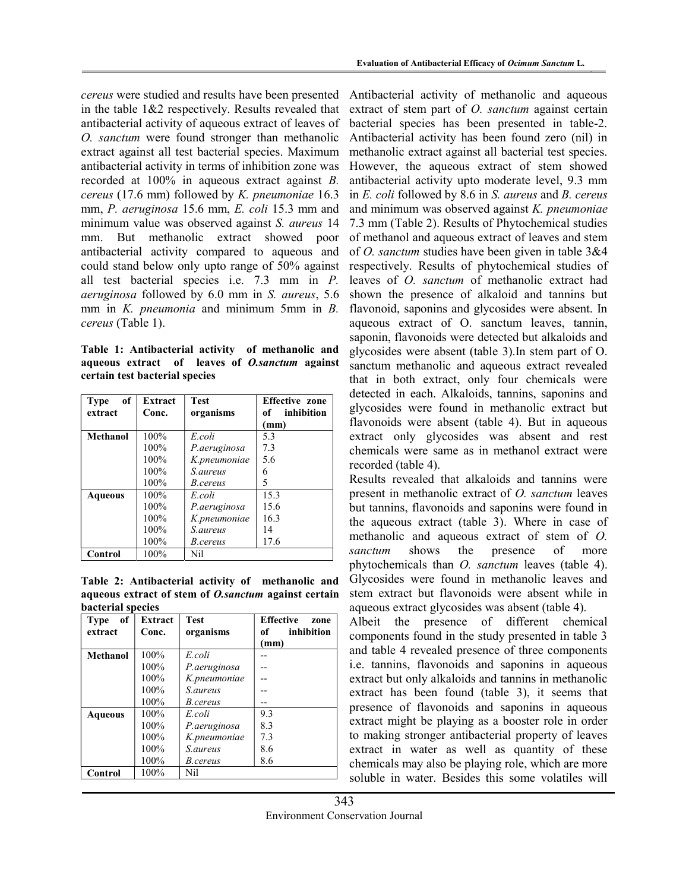*cereus* were studied and results have been presented in the table 1&2 respectively. Results revealed that antibacterial activity of aqueous extract of leaves of *O. sanctum* were found stronger than methanolic extract against all test bacterial species. Maximum antibacterial activity in terms of inhibition zone was recorded at 100% in aqueous extract against *B. cereus* (17.6 mm) followed by *K. pneumoniae* 16.3 mm, *P. aeruginosa* 15.6 mm, *E. coli* 15.3 mm and minimum value was observed against *S. aureus* 14 mm. But methanolic extract showed poor antibacterial activity compared to aqueous and could stand below only upto range of 50% against all test bacterial species i.e. 7.3 mm in *P. aeruginosa* followed by 6.0 mm in *S. aureus*, 5.6 mm in *K. pneumonia* and minimum 5mm in *B. cereus* (Table 1).

**Table 1: Antibacterial activity of methanolic and aqueous extract of leaves of *O.sanctum* against certain test bacterial species**

| Type of extract | Extract Conc. | Test organisms | Effective zone of inhibition (mm) |
|---|---|---|---|
| **Methanol** | 100% | *E.coli* | 5.3 |
| | 100% | *P.aeruginosa* | 7.3 |
| | 100% | *K.pneumoniae* | 5.6 |
| | 100% | *S.aureus* | 6 |
| | 100% | *B.cereus* | 5 |
| **Aqueous** | 100% | *E.coli* | 15.3 |
| | 100% | *P.aeruginosa* | 15.6 |
| | 100% | *K.pneumoniae* | 16.3 |
| | 100% | *S.aureus* | 14 |
| | 100% | *B.cereus* | 17.6 |
| **Control** | 100% | Nil | |

**Table 2: Antibacterial activity of methanolic and aqueous extract of stem of *O.sanctum* against certain bacterial species**

| Type of extract | Extract Conc. | Test organisms | Effective zone of inhibition (mm) |
|---|---|---|---|
| **Methanol** | 100% | *E.coli* | -- |
| | 100% | *P.aeruginosa* | -- |
| | 100% | *K.pneumoniae* | -- |
| | 100% | *S.aureus* | -- |
| | 100% | *B.cereus* | -- |
| **Aqueous** | 100% | *E.coli* | 9.3 |
| | 100% | *P.aeruginosa* | 8.3 |
| | 100% | *K.pneumoniae* | 7.3 |
| | 100% | *S.aureus* | 8.6 |
| | 100% | *B.cereus* | 8.6 |
| **Control** | 100% | Nil | |

Antibacterial activity of methanolic and aqueous extract of stem part of *O. sanctum* against certain bacterial species has been presented in table-2. Antibacterial activity has been found zero (nil) in methanolic extract against all bacterial test species. However, the aqueous extract of stem showed antibacterial activity upto moderate level, 9.3 mm in *E. coli* followed by 8.6 in *S. aureus* and *B. cereus* and minimum was observed against *K. pneumoniae* 7.3 mm (Table 2). Results of Phytochemical studies of methanol and aqueous extract of leaves and stem of *O. sanctum* studies have been given in table 3&4 respectively. Results of phytochemical studies of leaves of *O. sanctum* of methanolic extract had shown the presence of alkaloid and tannins but flavonoid, saponins and glycosides were absent. In aqueous extract of O. sanctum leaves, tannin, saponin, flavonoids were detected but alkaloids and glycosides were absent (table 3).In stem part of O. sanctum methanolic and aqueous extract revealed that in both extract, only four chemicals were detected in each. Alkaloids, tannins, saponins and glycosides were found in methanolic extract but flavonoids were absent (table 4). But in aqueous extract only glycosides was absent and rest chemicals were same as in methanol extract were recorded (table 4).

Results revealed that alkaloids and tannins were present in methanolic extract of *O. sanctum* leaves but tannins, flavonoids and saponins were found in the aqueous extract (table 3). Where in case of methanolic and aqueous extract of stem of *O. sanctum* shows the presence of more phytochemicals than *O. sanctum* leaves (table 4). Glycosides were found in methanolic leaves and stem extract but flavonoids were absent while in aqueous extract glycosides was absent (table 4).

Albeit the presence of different chemical components found in the study presented in table 3 and table 4 revealed presence of three components i.e. tannins, flavonoids and saponins in aqueous extract but only alkaloids and tannins in methanolic extract has been found (table 3), it seems that presence of flavonoids and saponins in aqueous extract might be playing as a booster role in order to making stronger antibacterial property of leaves extract in water as well as quantity of these chemicals may also be playing role, which are more soluble in water. Besides this some volatiles will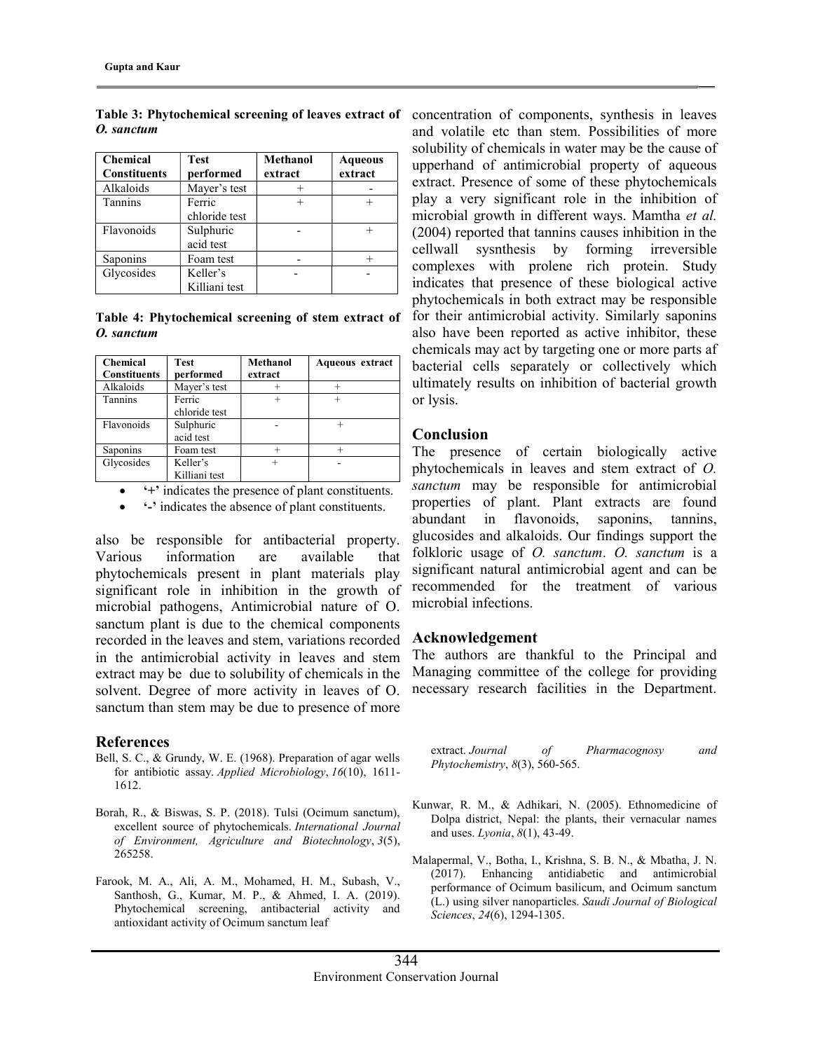**Table 3: Phytochemical screening of leaves extract of *O. sanctum***

| Chemical Constituents | Test performed | Methanol extract | Aqueous extract |
|---|---|---|---|
| Alkaloids | Mayer's test | + | - |
| Tannins | Ferric chloride test | + | + |
| Flavonoids | Sulphuric acid test | - | + |
| Saponins | Foam test | - | + |
| Glycosides | Keller's Killiani test | - | - |

**Table 4: Phytochemical screening of stem extract of *O. sanctum***

| Chemical Constituents | Test performed | Methanol extract | Aqueous extract |
|---|---|---|---|
| Alkaloids | Mayer's test | + | + |
| Tannins | Ferric chloride test | + | + |
| Flavonoids | Sulphuric acid test | - | + |
| Saponins | Foam test | + | + |
| Glycosides | Keller's Killiani test | + | - |

- **'+'** indicates the presence of plant constituents.
- **'-'** indicates the absence of plant constituents.

also be responsible for antibacterial property. Various information are available that phytochemicals present in plant materials play significant role in inhibition in the growth of microbial pathogens, Antimicrobial nature of O. sanctum plant is due to the chemical components recorded in the leaves and stem, variations recorded in the antimicrobial activity in leaves and stem extract may be due to solubility of chemicals in the solvent. Degree of more activity in leaves of O. sanctum than stem may be due to presence of more concentration of components, synthesis in leaves and volatile etc than stem. Possibilities of more solubility of chemicals in water may be the cause of upperhand of antimicrobial property of aqueous extract. Presence of some of these phytochemicals play a very significant role in the inhibition of microbial growth in different ways. Mamtha *et al.* (2004) reported that tannins causes inhibition in the cellwall sysnthesis by forming irreversible complexes with prolene rich protein. Study indicates that presence of these biological active phytochemicals in both extract may be responsible for their antimicrobial activity. Similarly saponins also have been reported as active inhibitor, these chemicals may act by targeting one or more parts af bacterial cells separately or collectively which ultimately results on inhibition of bacterial growth or lysis.

## Conclusion

The presence of certain biologically active phytochemicals in leaves and stem extract of *O. sanctum* may be responsible for antimicrobial properties of plant. Plant extracts are found abundant in flavonoids, saponins, tannins, glucosides and alkaloids. Our findings support the folkloric usage of *O. sanctum*. *O. sanctum* is a significant natural antimicrobial agent and can be recommended for the treatment of various microbial infections.

## Acknowledgement

The authors are thankful to the Principal and Managing committee of the college for providing necessary research facilities in the Department.

## References

Bell, S. C., & Grundy, W. E. (1968). Preparation of agar wells for antibiotic assay. *Applied Microbiology*, *16*(10), 1611-1612.

Borah, R., & Biswas, S. P. (2018). Tulsi (Ocimum sanctum), excellent source of phytochemicals. *International Journal of Environment, Agriculture and Biotechnology*, *3*(5), 265258.

Farook, M. A., Ali, A. M., Mohamed, H. M., Subash, V., Santhosh, G., Kumar, M. P., & Ahmed, I. A. (2019). Phytochemical screening, antibacterial activity and antioxidant activity of Ocimum sanctum leaf extract. *Journal of Pharmacognosy and Phytochemistry*, *8*(3), 560-565.

Kunwar, R. M., & Adhikari, N. (2005). Ethnomedicine of Dolpa district, Nepal: the plants, their vernacular names and uses. *Lyonia*, *8*(1), 43-49.

Malapermal, V., Botha, I., Krishna, S. B. N., & Mbatha, J. N. (2017). Enhancing antidiabetic and antimicrobial performance of Ocimum basilicum, and Ocimum sanctum (L.) using silver nanoparticles. *Saudi Journal of Biological Sciences*, *24*(6), 1294-1305.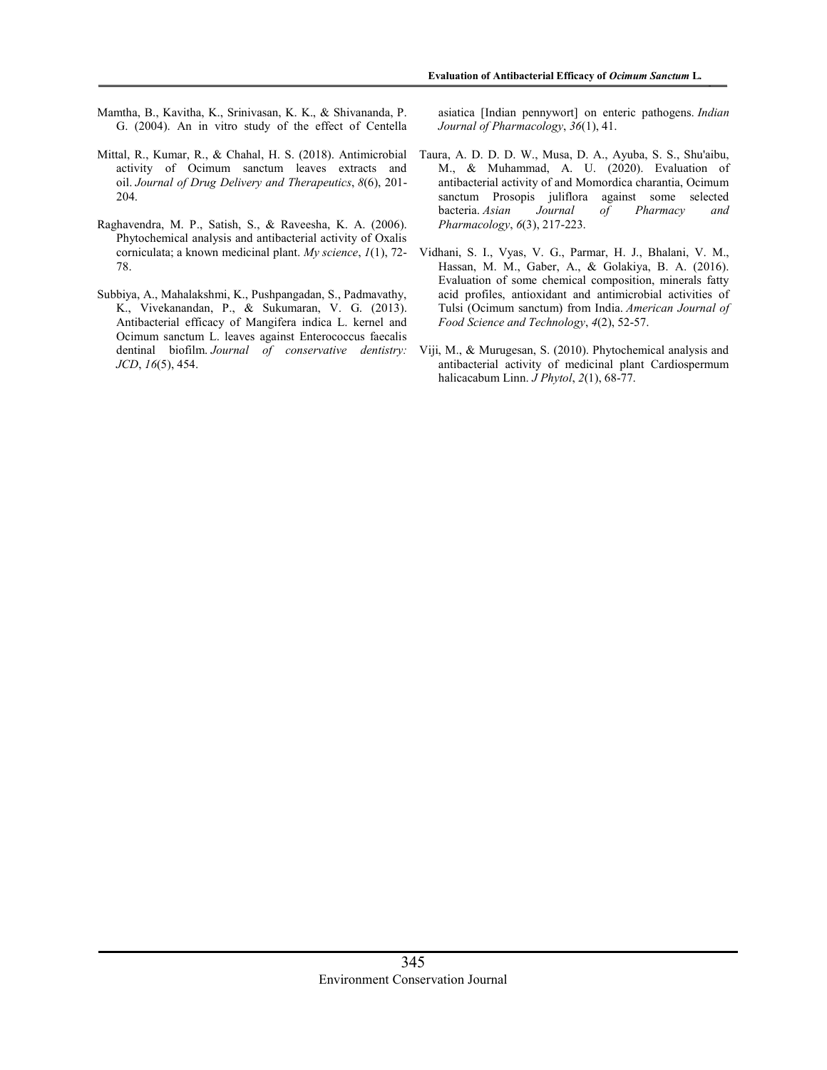Mamtha, B., Kavitha, K., Srinivasan, K. K., & Shivananda, P. G. (2004). An in vitro study of the effect of Centella asiatica [Indian pennywort] on enteric pathogens. *Indian Journal of Pharmacology*, *36*(1), 41.

Mittal, R., Kumar, R., & Chahal, H. S. (2018). Antimicrobial activity of Ocimum sanctum leaves extracts and oil. *Journal of Drug Delivery and Therapeutics*, *8*(6), 201-204.

Raghavendra, M. P., Satish, S., & Raveesha, K. A. (2006). Phytochemical analysis and antibacterial activity of Oxalis corniculata; a known medicinal plant. *My science*, *1*(1), 72-78.

Subbiya, A., Mahalakshmi, K., Pushpangadan, S., Padmavathy, K., Vivekanandan, P., & Sukumaran, V. G. (2013). Antibacterial efficacy of Mangifera indica L. kernel and Ocimum sanctum L. leaves against Enterococcus faecalis dentinal biofilm. *Journal of conservative dentistry: JCD*, *16*(5), 454.

Taura, A. D. D. D. W., Musa, D. A., Ayuba, S. S., Shu'aibu, M., & Muhammad, A. U. (2020). Evaluation of antibacterial activity of and Momordica charantia, Ocimum sanctum Prosopis juliflora against some selected bacteria. *Asian Journal of Pharmacy and Pharmacology*, *6*(3), 217-223.

Vidhani, S. I., Vyas, V. G., Parmar, H. J., Bhalani, V. M., Hassan, M. M., Gaber, A., & Golakiya, B. A. (2016). Evaluation of some chemical composition, minerals fatty acid profiles, antioxidant and antimicrobial activities of Tulsi (Ocimum sanctum) from India. *American Journal of Food Science and Technology*, *4*(2), 52-57.

Viji, M., & Murugesan, S. (2010). Phytochemical analysis and antibacterial activity of medicinal plant Cardiospermum halicacabum Linn. *J Phytol*, *2*(1), 68-77.